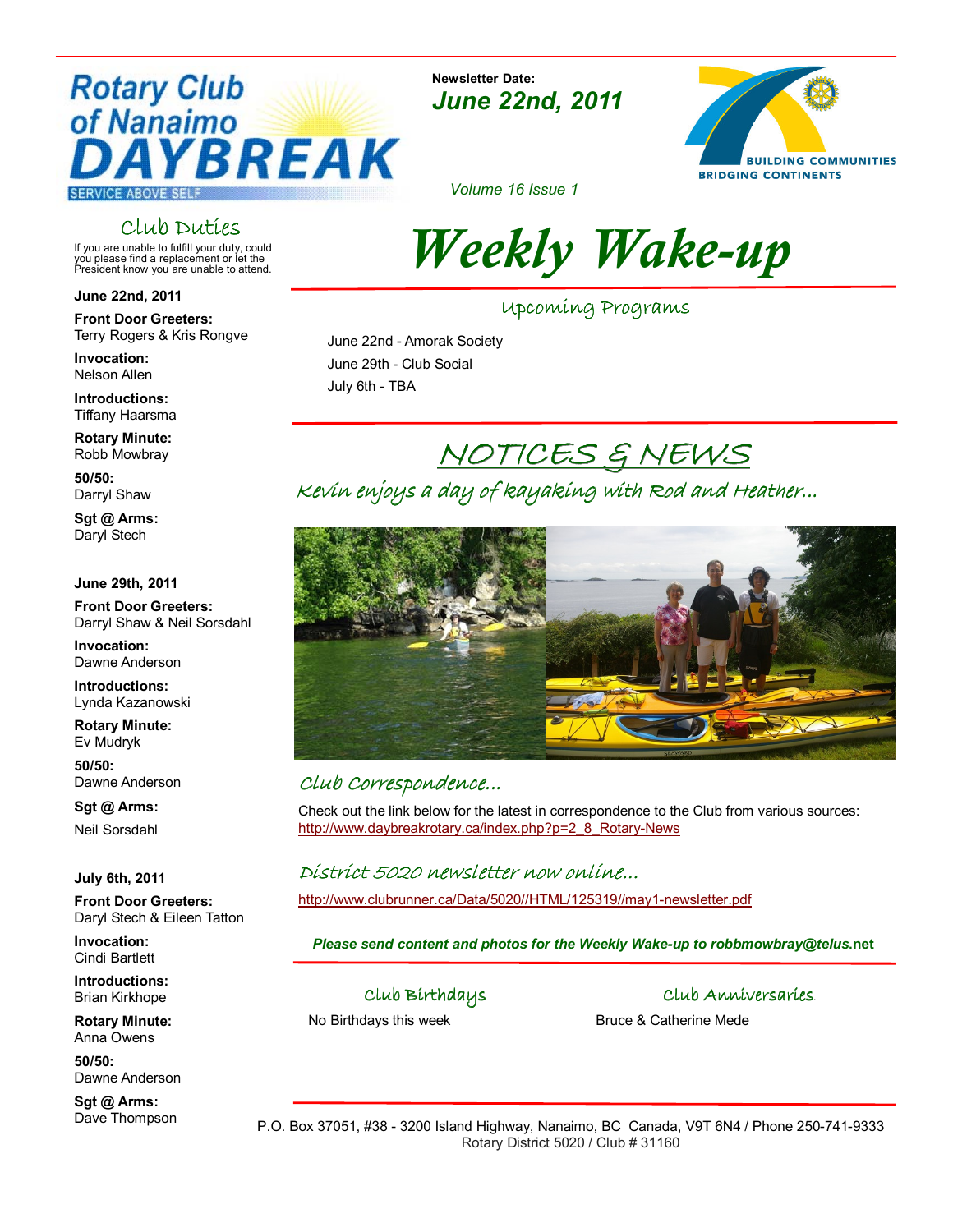# Rotary Club of Nanaimo DAYBREAK

SERVICE ABOVE SELF

**Newsletter Date:**
***June 22nd, 2011***

BUILDING COMMUNITIES
BRIDGING CONTINENTS

*Volume 16 Issue 1*

# *Weekly Wake-up*

## Club Duties

If you are unable to fulfill your duty, could you please find a replacement or let the President know you are unable to attend.

**June 22nd, 2011**

**Front Door Greeters:**
Terry Rogers & Kris Rongve

**Invocation:**
Nelson Allen

**Introductions:**
Tiffany Haarsma

**Rotary Minute:**
Robb Mowbray

**50/50:**
Darryl Shaw

**Sgt @ Arms:**
Daryl Stech

**June 29th, 2011**

**Front Door Greeters:**
Darryl Shaw & Neil Sorsdahl

**Invocation:**
Dawne Anderson

**Introductions:**
Lynda Kazanowski

**Rotary Minute:**
Ev Mudryk

**50/50:**
Dawne Anderson

**Sgt @ Arms:**
Neil Sorsdahl

**July 6th, 2011**

**Front Door Greeters:**
Daryl Stech & Eileen Tatton

**Invocation:**
Cindi Bartlett

**Introductions:**
Brian Kirkhope

**Rotary Minute:**
Anna Owens

**50/50:**
Dawne Anderson

**Sgt @ Arms:**
Dave Thompson

## Upcoming Programs

June 22nd - Amorak Society
June 29th - Club Social
July 6th - TBA

## NOTICES & NEWS

### *Kevin enjoys a day of kayaking with Rod and Heather...*

### *Club Correspondence...*

Check out the link below for the latest in correspondence to the Club from various sources:
http://www.daybreakrotary.ca/index.php?p=2_8_Rotary-News

### *District 5020 newsletter now online...*

http://www.clubrunner.ca/Data/5020//HTML/125319//may1-newsletter.pdf

***Please send content and photos for the Weekly Wake-up to robbmowbray@telus.net***

### Club Birthdays

No Birthdays this week

### Club Anniversaries

Bruce & Catherine Mede

P.O. Box 37051, #38 - 3200 Island Highway, Nanaimo, BC Canada, V9T 6N4 / Phone 250-741-9333
Rotary District 5020 / Club # 31160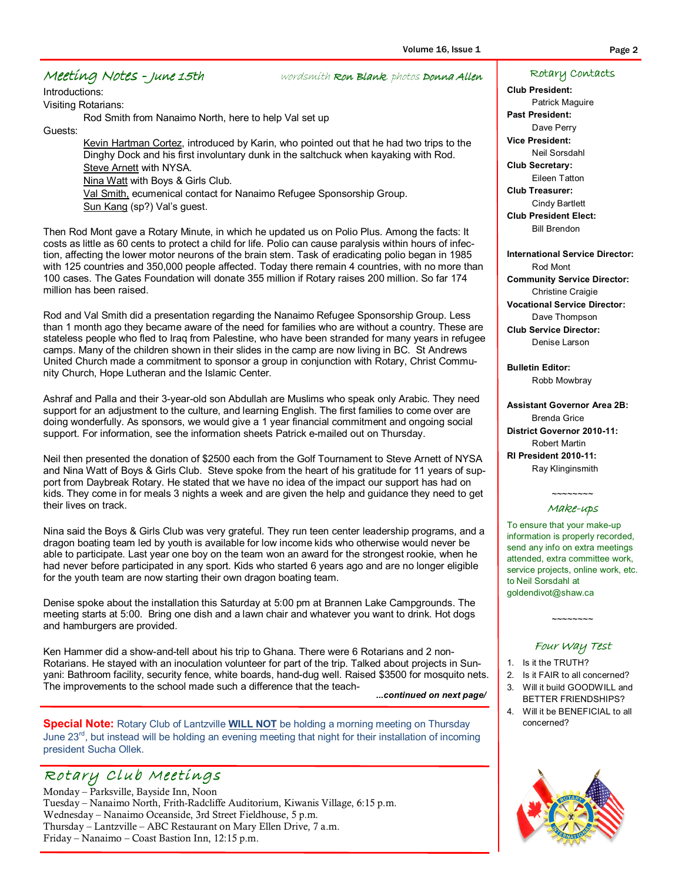## Meeting Notes - June 15th

*wordsmith* **Ron Blank** *photos* **Donna Allen**

Introductions:

Visiting Rotarians:

Rod Smith from Nanaimo North, here to help Val set up

Guests:

Kevin Hartman Cortez, introduced by Karin, who pointed out that he had two trips to the Dinghy Dock and his first involuntary dunk in the saltchuck when kayaking with Rod.
Steve Arnett with NYSA.
Nina Watt with Boys & Girls Club.
Val Smith, ecumenical contact for Nanaimo Refugee Sponsorship Group.
Sun Kang (sp?) Val's guest.

Then Rod Mont gave a Rotary Minute, in which he updated us on Polio Plus. Among the facts: It costs as little as 60 cents to protect a child for life. Polio can cause paralysis within hours of infection, affecting the lower motor neurons of the brain stem. Task of eradicating polio began in 1985 with 125 countries and 350,000 people affected. Today there remain 4 countries, with no more than 100 cases. The Gates Foundation will donate 355 million if Rotary raises 200 million. So far 174 million has been raised.

Rod and Val Smith did a presentation regarding the Nanaimo Refugee Sponsorship Group. Less than 1 month ago they became aware of the need for families who are without a country. These are stateless people who fled to Iraq from Palestine, who have been stranded for many years in refugee camps. Many of the children shown in their slides in the camp are now living in BC. St Andrews United Church made a commitment to sponsor a group in conjunction with Rotary, Christ Community Church, Hope Lutheran and the Islamic Center.

Ashraf and Palla and their 3-year-old son Abdullah are Muslims who speak only Arabic. They need support for an adjustment to the culture, and learning English. The first families to come over are doing wonderfully. As sponsors, we would give a 1 year financial commitment and ongoing social support. For information, see the information sheets Patrick e-mailed out on Thursday.

Neil then presented the donation of $2500 each from the Golf Tournament to Steve Arnett of NYSA and Nina Watt of Boys & Girls Club. Steve spoke from the heart of his gratitude for 11 years of support from Daybreak Rotary. He stated that we have no idea of the impact our support has had on kids. They come in for meals 3 nights a week and are given the help and guidance they need to get their lives on track.

Nina said the Boys & Girls Club was very grateful. They run teen center leadership programs, and a dragon boating team led by youth is available for low income kids who otherwise would never be able to participate. Last year one boy on the team won an award for the strongest rookie, when he had never before participated in any sport. Kids who started 6 years ago and are no longer eligible for the youth team are now starting their own dragon boating team.

Denise spoke about the installation this Saturday at 5:00 pm at Brannen Lake Campgrounds. The meeting starts at 5:00. Bring one dish and a lawn chair and whatever you want to drink. Hot dogs and hamburgers are provided.

Ken Hammer did a show-and-tell about his trip to Ghana. There were 6 Rotarians and 2 non-Rotarians. He stayed with an inoculation volunteer for part of the trip. Talked about projects in Sunyani: Bathroom facility, security fence, white boards, hand-dug well. Raised $3500 for mosquito nets. The improvements to the school made such a difference that the teach-

*...continued on next page/*

**Special Note:** Rotary Club of Lantzville **WILL NOT** be holding a morning meeting on Thursday June 23rd, but instead will be holding an evening meeting that night for their installation of incoming president Sucha Ollek.

## Rotary Club Meetings

Monday – Parksville, Bayside Inn, Noon
Tuesday – Nanaimo North, Frith-Radcliffe Auditorium, Kiwanis Village, 6:15 p.m.
Wednesday – Nanaimo Oceanside, 3rd Street Fieldhouse, 5 p.m.
Thursday – Lantzville – ABC Restaurant on Mary Ellen Drive, 7 a.m.
Friday – Nanaimo – Coast Bastion Inn, 12:15 p.m.

## Rotary Contacts

**Club President:** Patrick Maguire
**Past President:** Dave Perry
**Vice President:** Neil Sorsdahl
**Club Secretary:** Eileen Tatton
**Club Treasurer:** Cindy Bartlett
**Club President Elect:** Bill Brendon

**International Service Director:** Rod Mont
**Community Service Director:** Christine Craigie
**Vocational Service Director:** Dave Thompson
**Club Service Director:** Denise Larson

**Bulletin Editor:** Robb Mowbray

**Assistant Governor Area 2B:** Brenda Grice
**District Governor 2010-11:** Robert Martin
**RI President 2010-11:** Ray Klinginsmith

~~~~~~~~

## Make-ups

To ensure that your make-up information is properly recorded, send any info on extra meetings attended, extra committee work, service projects, online work, etc. to Neil Sorsdahl at goldendivot@shaw.ca

~~~~~~~~

## Four Way Test

1. Is it the TRUTH?
2. Is it FAIR to all concerned?
3. Will it build GOODWILL and BETTER FRIENDSHIPS?
4. Will it be BENEFICIAL to all concerned?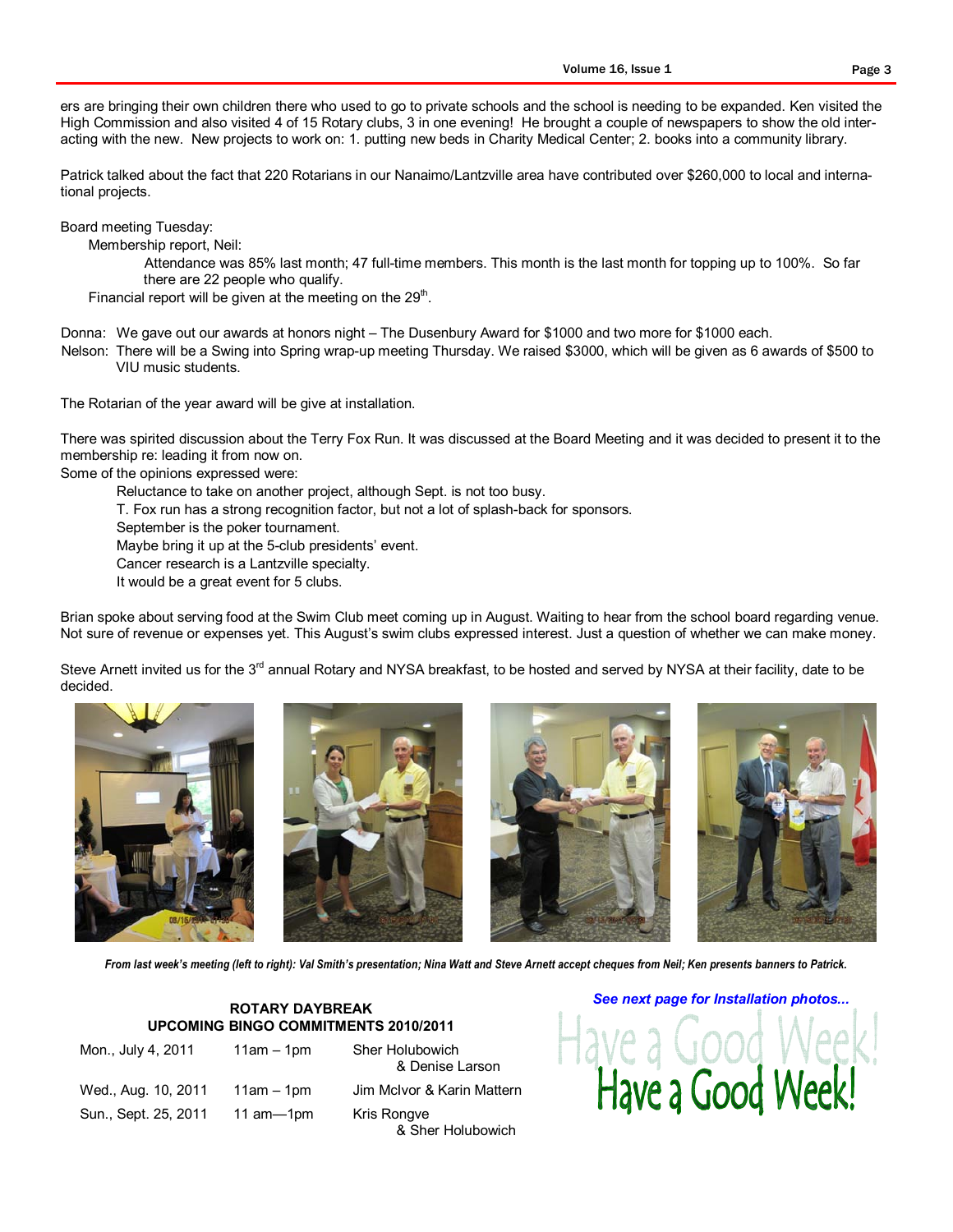ers are bringing their own children there who used to go to private schools and the school is needing to be expanded. Ken visited the High Commission and also visited 4 of 15 Rotary clubs, 3 in one evening! He brought a couple of newspapers to show the old interacting with the new. New projects to work on: 1. putting new beds in Charity Medical Center; 2. books into a community library.

Patrick talked about the fact that 220 Rotarians in our Nanaimo/Lantzville area have contributed over $260,000 to local and international projects.

Board meeting Tuesday:

Membership report, Neil:

Attendance was 85% last month; 47 full-time members. This month is the last month for topping up to 100%. So far there are 22 people who qualify.

Financial report will be given at the meeting on the 29th.

Donna: We gave out our awards at honors night – The Dusenbury Award for $1000 and two more for $1000 each.

Nelson: There will be a Swing into Spring wrap-up meeting Thursday. We raised $3000, which will be given as 6 awards of $500 to VIU music students.

The Rotarian of the year award will be give at installation.

There was spirited discussion about the Terry Fox Run. It was discussed at the Board Meeting and it was decided to present it to the membership re: leading it from now on.

Some of the opinions expressed were:

- Reluctance to take on another project, although Sept. is not too busy.
- T. Fox run has a strong recognition factor, but not a lot of splash-back for sponsors.
- September is the poker tournament.
- Maybe bring it up at the 5-club presidents' event.
- Cancer research is a Lantzville specialty.
- It would be a great event for 5 clubs.

Brian spoke about serving food at the Swim Club meet coming up in August. Waiting to hear from the school board regarding venue. Not sure of revenue or expenses yet. This August's swim clubs expressed interest. Just a question of whether we can make money.

Steve Arnett invited us for the 3rd annual Rotary and NYSA breakfast, to be hosted and served by NYSA at their facility, date to be decided.

*From last week's meeting (left to right): Val Smith's presentation; Nina Watt and Steve Arnett accept cheques from Neil; Ken presents banners to Patrick.*

**ROTARY DAYBREAK**
**UPCOMING BINGO COMMITMENTS 2010/2011**

| Date | Time | Volunteers |
|---|---|---|
| Mon., July 4, 2011 | 11am – 1pm | Sher Holubowich & Denise Larson |
| Wed., Aug. 10, 2011 | 11am – 1pm | Jim McIvor & Karin Mattern |
| Sun., Sept. 25, 2011 | 11 am—1pm | Kris Rongve & Sher Holubowich |

***See next page for Installation photos...***

Have a Good Week!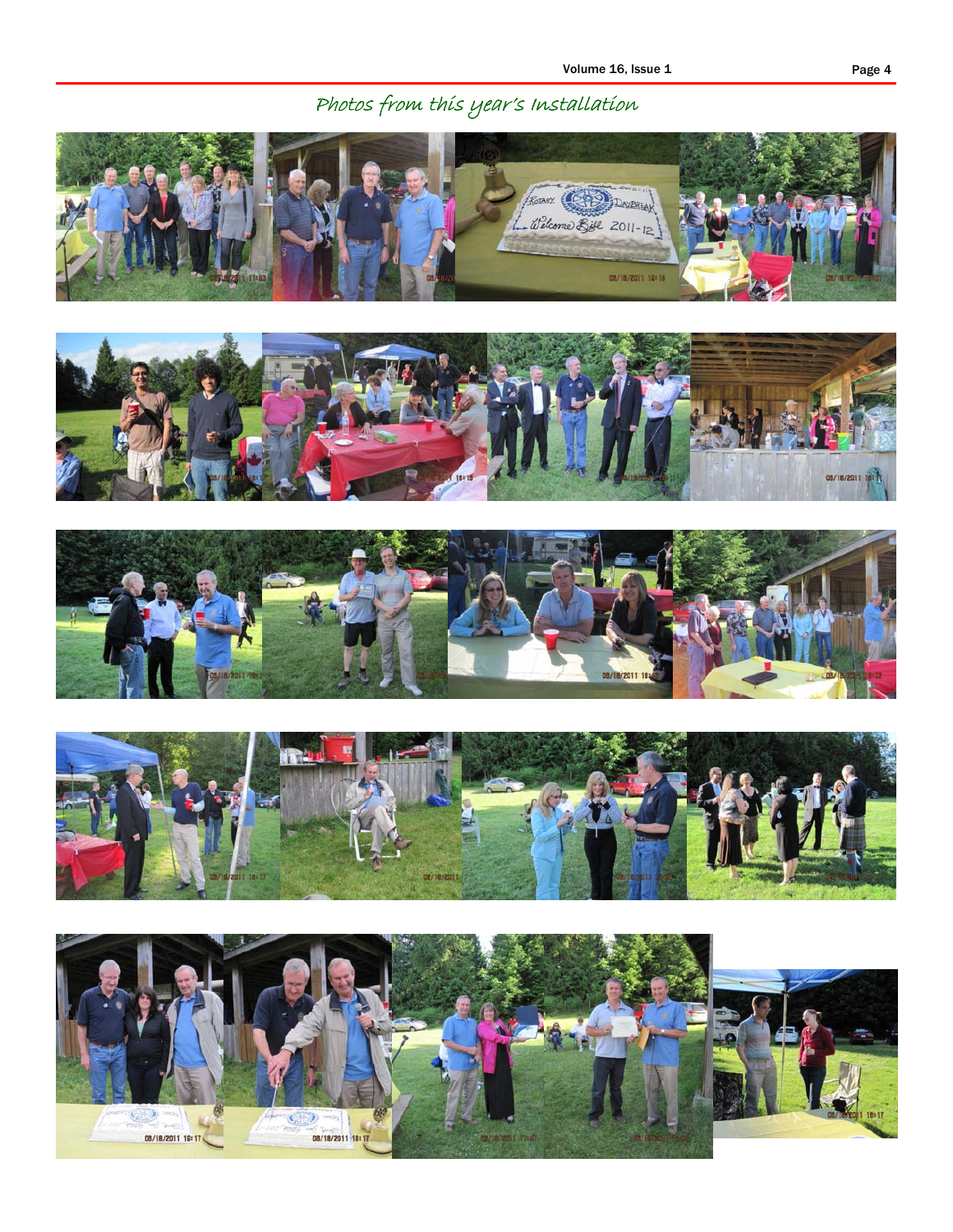## Photos from this year's Installation